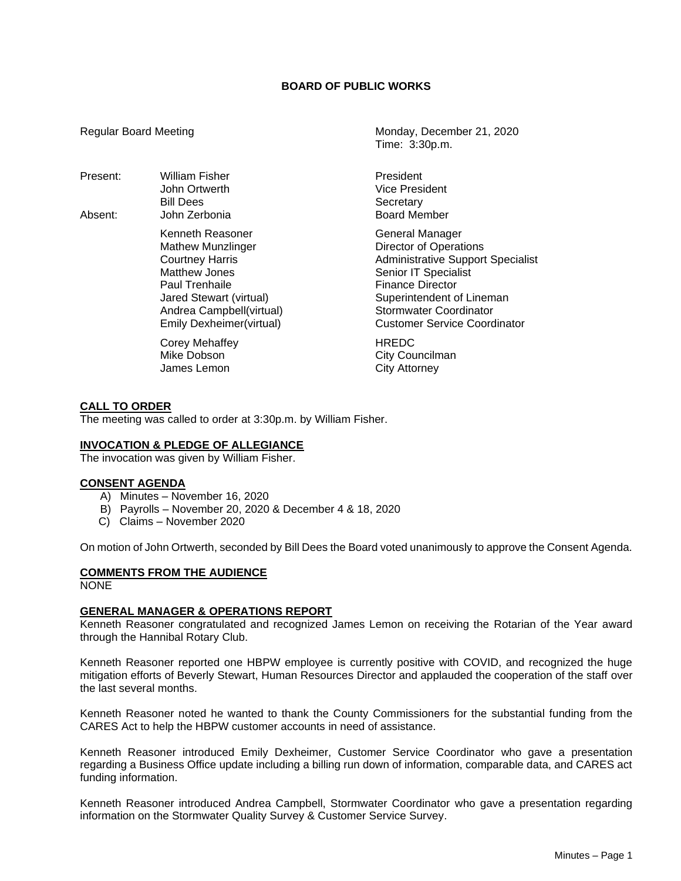# BOARD OF PUBLIC WORKS

Regular Board Meeting — Monday, December 21, 2020
Time: 3:30p.m.

| | Name | Title |
|---|---|---|
| Present: | William Fisher | President |
| | John Ortwerth | Vice President |
| | Bill Dees | Secretary |
| Absent: | John Zerbonia | Board Member |
| | Kenneth Reasoner | General Manager |
| | Mathew Munzlinger | Director of Operations |
| | Courtney Harris | Administrative Support Specialist |
| | Matthew Jones | Senior IT Specialist |
| | Paul Trenhaile | Finance Director |
| | Jared Stewart (virtual) | Superintendent of Lineman |
| | Andrea Campbell(virtual) | Stormwater Coordinator |
| | Emily Dexheimer(virtual) | Customer Service Coordinator |
| | Corey Mehaffey | HREDC |
| | Mike Dobson | City Councilman |
| | James Lemon | City Attorney |

**CALL TO ORDER**

The meeting was called to order at 3:30p.m. by William Fisher.

**INVOCATION & PLEDGE OF ALLEGIANCE**

The invocation was given by William Fisher.

**CONSENT AGENDA**

A) Minutes – November 16, 2020
B) Payrolls – November 20, 2020 & December 4 & 18, 2020
C) Claims – November 2020

On motion of John Ortwerth, seconded by Bill Dees the Board voted unanimously to approve the Consent Agenda.

**COMMENTS FROM THE AUDIENCE**

NONE

**GENERAL MANAGER & OPERATIONS REPORT**

Kenneth Reasoner congratulated and recognized James Lemon on receiving the Rotarian of the Year award through the Hannibal Rotary Club.

Kenneth Reasoner reported one HBPW employee is currently positive with COVID, and recognized the huge mitigation efforts of Beverly Stewart, Human Resources Director and applauded the cooperation of the staff over the last several months.

Kenneth Reasoner noted he wanted to thank the County Commissioners for the substantial funding from the CARES Act to help the HBPW customer accounts in need of assistance.

Kenneth Reasoner introduced Emily Dexheimer, Customer Service Coordinator who gave a presentation regarding a Business Office update including a billing run down of information, comparable data, and CARES act funding information.

Kenneth Reasoner introduced Andrea Campbell, Stormwater Coordinator who gave a presentation regarding information on the Stormwater Quality Survey & Customer Service Survey.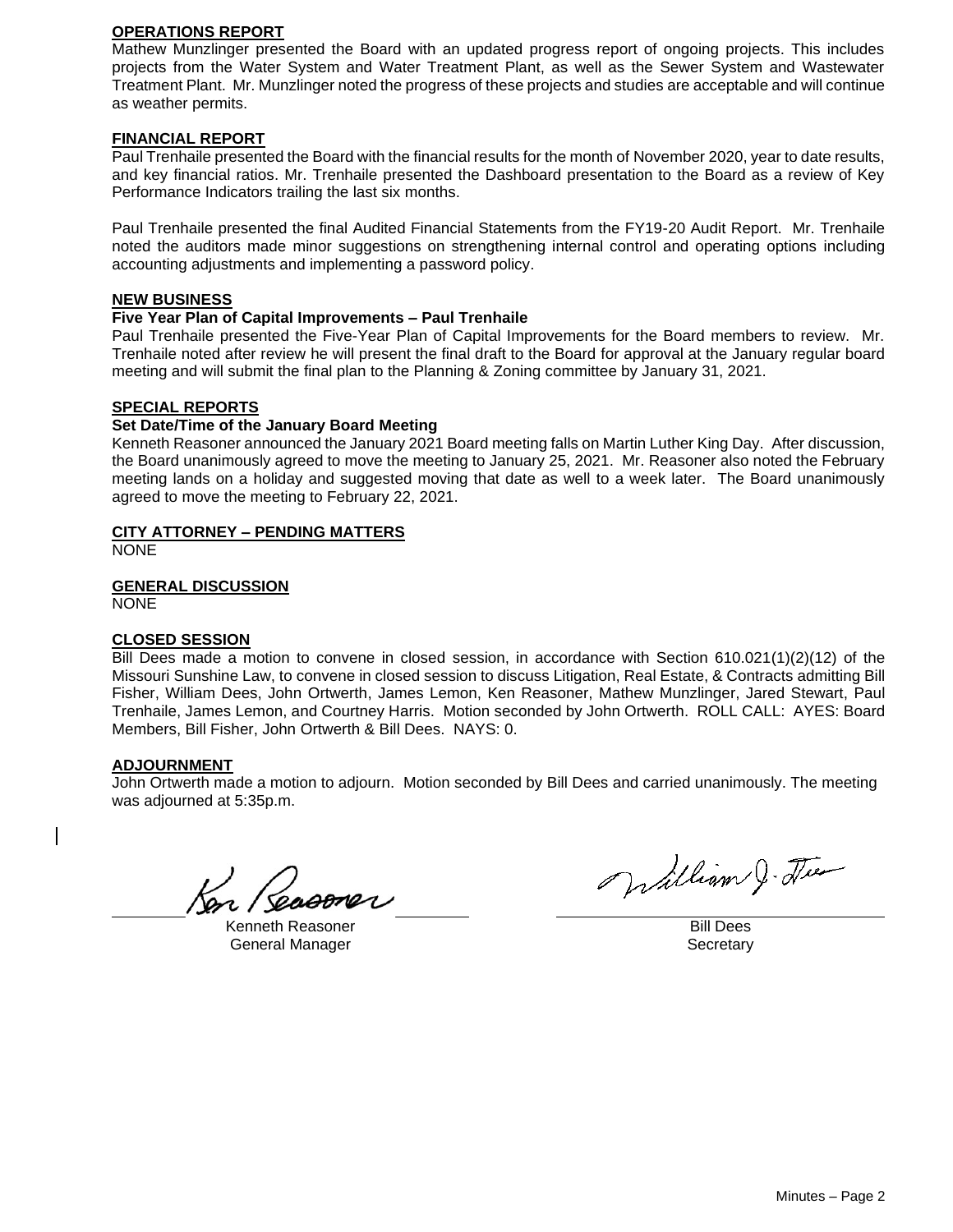## OPERATIONS REPORT

Mathew Munzlinger presented the Board with an updated progress report of ongoing projects. This includes projects from the Water System and Water Treatment Plant, as well as the Sewer System and Wastewater Treatment Plant. Mr. Munzlinger noted the progress of these projects and studies are acceptable and will continue as weather permits.

## FINANCIAL REPORT

Paul Trenhaile presented the Board with the financial results for the month of November 2020, year to date results, and key financial ratios. Mr. Trenhaile presented the Dashboard presentation to the Board as a review of Key Performance Indicators trailing the last six months.

Paul Trenhaile presented the final Audited Financial Statements from the FY19-20 Audit Report. Mr. Trenhaile noted the auditors made minor suggestions on strengthening internal control and operating options including accounting adjustments and implementing a password policy.

## NEW BUSINESS

### Five Year Plan of Capital Improvements – Paul Trenhaile

Paul Trenhaile presented the Five-Year Plan of Capital Improvements for the Board members to review. Mr. Trenhaile noted after review he will present the final draft to the Board for approval at the January regular board meeting and will submit the final plan to the Planning & Zoning committee by January 31, 2021.

## SPECIAL REPORTS

### Set Date/Time of the January Board Meeting

Kenneth Reasoner announced the January 2021 Board meeting falls on Martin Luther King Day. After discussion, the Board unanimously agreed to move the meeting to January 25, 2021. Mr. Reasoner also noted the February meeting lands on a holiday and suggested moving that date as well to a week later. The Board unanimously agreed to move the meeting to February 22, 2021.

## CITY ATTORNEY – PENDING MATTERS

NONE

## GENERAL DISCUSSION

NONE

## CLOSED SESSION

Bill Dees made a motion to convene in closed session, in accordance with Section 610.021(1)(2)(12) of the Missouri Sunshine Law, to convene in closed session to discuss Litigation, Real Estate, & Contracts admitting Bill Fisher, William Dees, John Ortwerth, James Lemon, Ken Reasoner, Mathew Munzlinger, Jared Stewart, Paul Trenhaile, James Lemon, and Courtney Harris. Motion seconded by John Ortwerth. ROLL CALL: AYES: Board Members, Bill Fisher, John Ortwerth & Bill Dees. NAYS: 0.

## ADJOURNMENT

John Ortwerth made a motion to adjourn. Motion seconded by Bill Dees and carried unanimously. The meeting was adjourned at 5:35p.m.

Ken Reasoner

Kenneth Reasoner
General Manager

William J. Dees

Bill Dees
Secretary